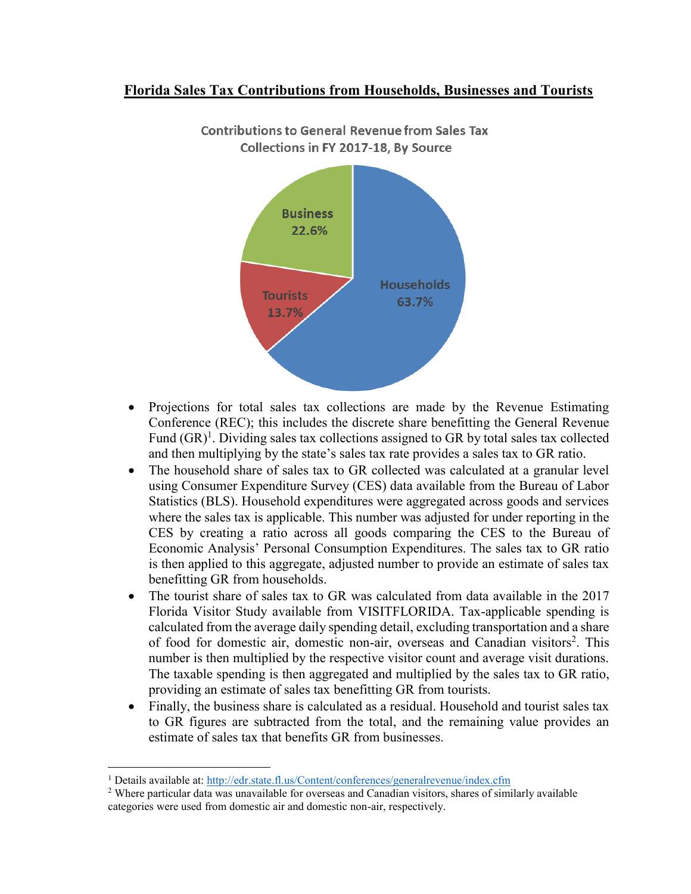# Florida Sales Tax Contributions from Households, Businesses and Tourists

Contributions to General Revenue from Sales Tax Collections in FY 2017-18, By Source

Business 22.6%

Tourists 13.7%

Households 63.7%

- Projections for total sales tax collections are made by the Revenue Estimating Conference (REC); this includes the discrete share benefitting the General Revenue Fund (GR)[1]. Dividing sales tax collections assigned to GR by total sales tax collected and then multiplying by the state's sales tax rate provides a sales tax to GR ratio.
- The household share of sales tax to GR collected was calculated at a granular level using Consumer Expenditure Survey (CES) data available from the Bureau of Labor Statistics (BLS). Household expenditures were aggregated across goods and services where the sales tax is applicable. This number was adjusted for under reporting in the CES by creating a ratio across all goods comparing the CES to the Bureau of Economic Analysis' Personal Consumption Expenditures. The sales tax to GR ratio is then applied to this aggregate, adjusted number to provide an estimate of sales tax benefitting GR from households.
- The tourist share of sales tax to GR was calculated from data available in the 2017 Florida Visitor Study available from VISITFLORIDA. Tax-applicable spending is calculated from the average daily spending detail, excluding transportation and a share of food for domestic air, domestic non-air, overseas and Canadian visitors[2]. This number is then multiplied by the respective visitor count and average visit durations. The taxable spending is then aggregated and multiplied by the sales tax to GR ratio, providing an estimate of sales tax benefitting GR from tourists.
- Finally, the business share is calculated as a residual. Household and tourist sales tax to GR figures are subtracted from the total, and the remaining value provides an estimate of sales tax that benefits GR from businesses.

---

[1] Details available at: http://edr.state.fl.us/Content/conferences/generalrevenue/index.cfm

[2] Where particular data was unavailable for overseas and Canadian visitors, shares of similarly available categories were used from domestic air and domestic non-air, respectively.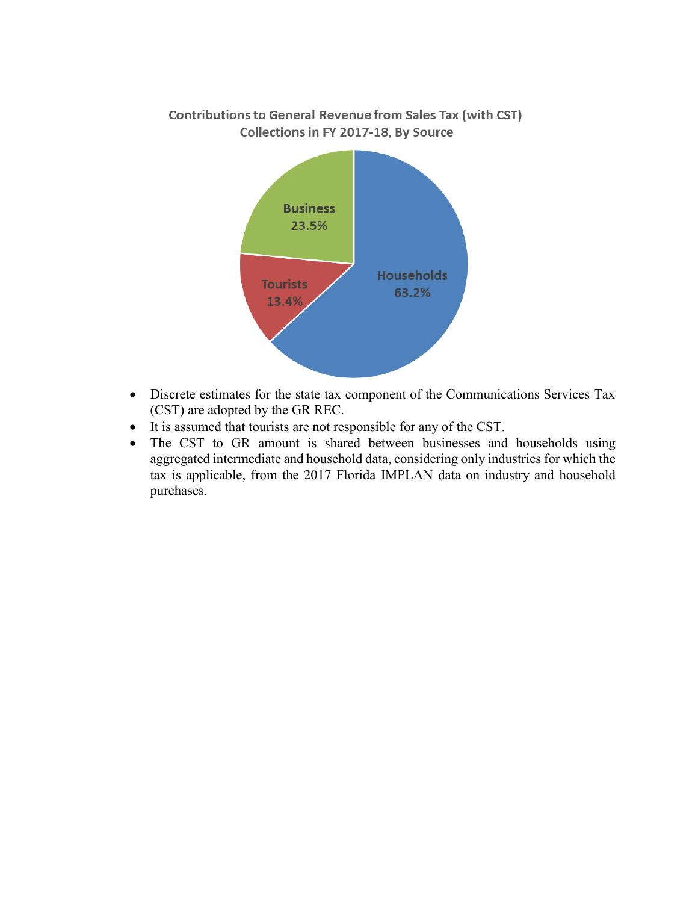Contributions to General Revenue from Sales Tax (with CST)
Collections in FY 2017-18, By Source

Business
23.5%

Tourists
13.4%

Households
63.2%

- Discrete estimates for the state tax component of the Communications Services Tax (CST) are adopted by the GR REC.
- It is assumed that tourists are not responsible for any of the CST.
- The CST to GR amount is shared between businesses and households using aggregated intermediate and household data, considering only industries for which the tax is applicable, from the 2017 Florida IMPLAN data on industry and household purchases.